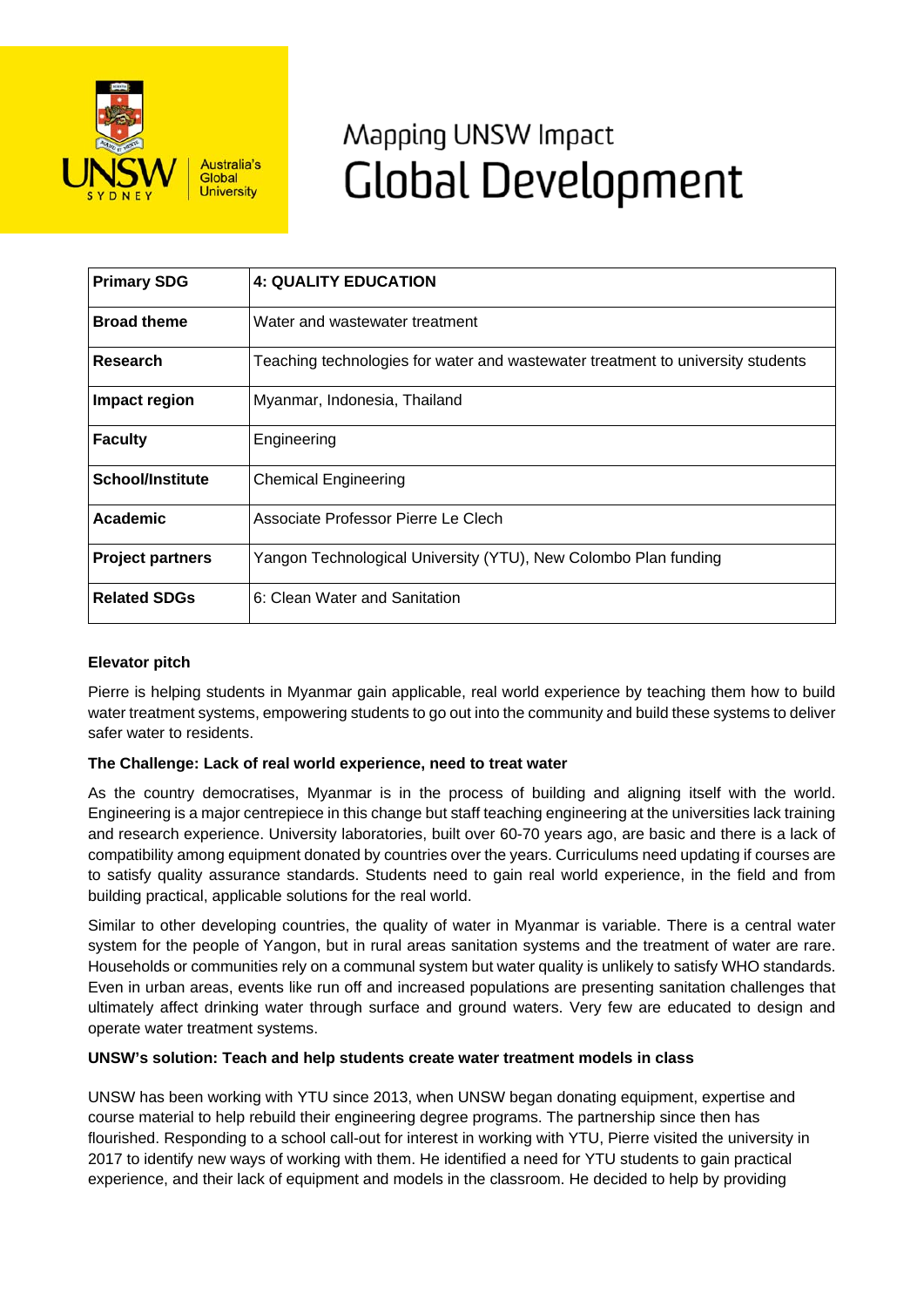# Mapping UNSW Impact
# Global Development

| Primary SDG | 4: QUALITY EDUCATION |
|---|---|
| Broad theme | Water and wastewater treatment |
| Research | Teaching technologies for water and wastewater treatment to university students |
| Impact region | Myanmar, Indonesia, Thailand |
| Faculty | Engineering |
| School/Institute | Chemical Engineering |
| Academic | Associate Professor Pierre Le Clech |
| Project partners | Yangon Technological University (YTU), New Colombo Plan funding |
| Related SDGs | 6: Clean Water and Sanitation |

**Elevator pitch**

Pierre is helping students in Myanmar gain applicable, real world experience by teaching them how to build water treatment systems, empowering students to go out into the community and build these systems to deliver safer water to residents.

**The Challenge: Lack of real world experience, need to treat water**

As the country democratises, Myanmar is in the process of building and aligning itself with the world. Engineering is a major centrepiece in this change but staff teaching engineering at the universities lack training and research experience. University laboratories, built over 60-70 years ago, are basic and there is a lack of compatibility among equipment donated by countries over the years. Curriculums need updating if courses are to satisfy quality assurance standards. Students need to gain real world experience, in the field and from building practical, applicable solutions for the real world.

Similar to other developing countries, the quality of water in Myanmar is variable. There is a central water system for the people of Yangon, but in rural areas sanitation systems and the treatment of water are rare. Households or communities rely on a communal system but water quality is unlikely to satisfy WHO standards. Even in urban areas, events like run off and increased populations are presenting sanitation challenges that ultimately affect drinking water through surface and ground waters. Very few are educated to design and operate water treatment systems.

**UNSW's solution: Teach and help students create water treatment models in class**

UNSW has been working with YTU since 2013, when UNSW began donating equipment, expertise and course material to help rebuild their engineering degree programs. The partnership since then has flourished. Responding to a school call-out for interest in working with YTU, Pierre visited the university in 2017 to identify new ways of working with them. He identified a need for YTU students to gain practical experience, and their lack of equipment and models in the classroom. He decided to help by providing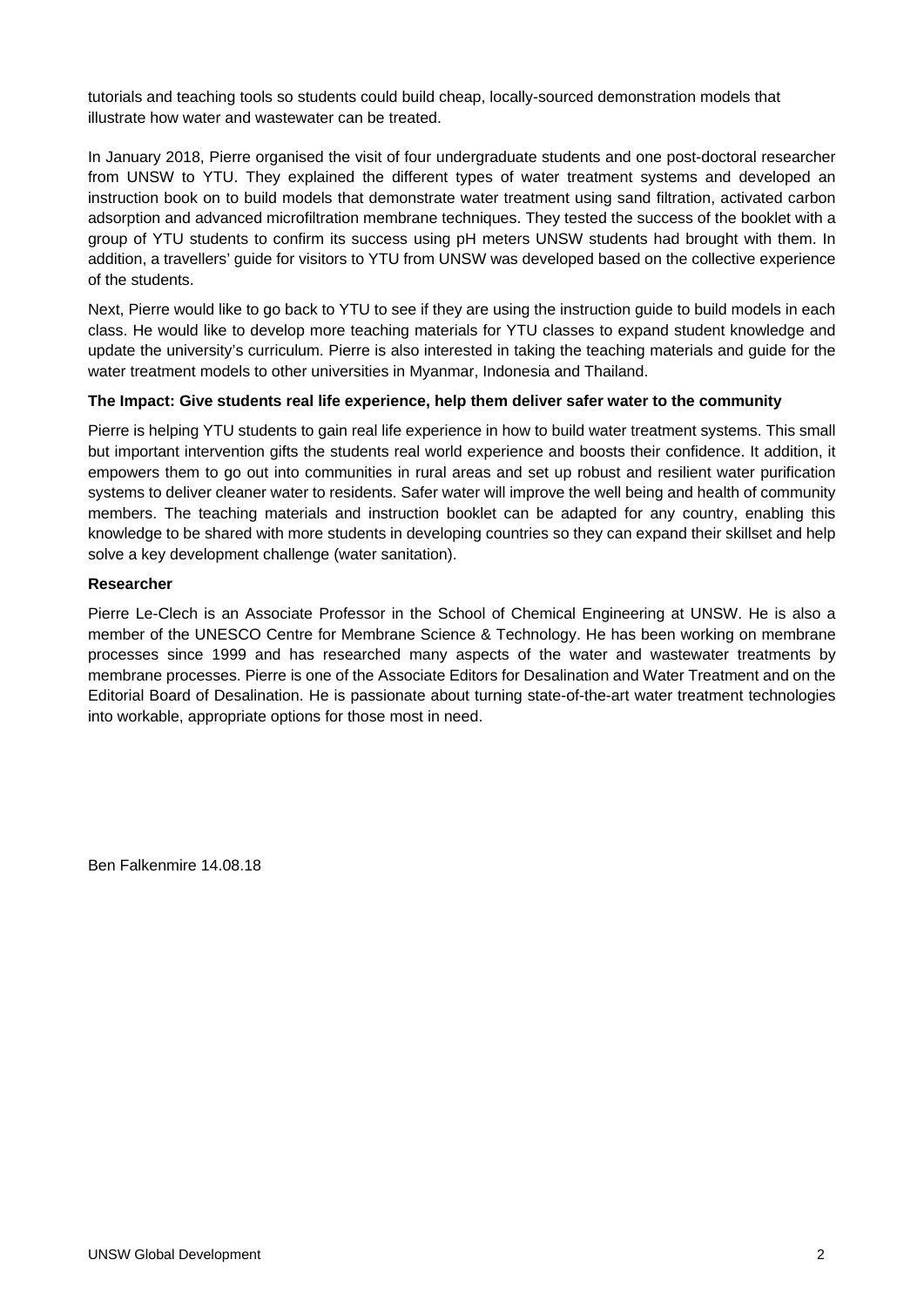tutorials and teaching tools so students could build cheap, locally-sourced demonstration models that illustrate how water and wastewater can be treated.

In January 2018, Pierre organised the visit of four undergraduate students and one post-doctoral researcher from UNSW to YTU. They explained the different types of water treatment systems and developed an instruction book on to build models that demonstrate water treatment using sand filtration, activated carbon adsorption and advanced microfiltration membrane techniques. They tested the success of the booklet with a group of YTU students to confirm its success using pH meters UNSW students had brought with them. In addition, a travellers' guide for visitors to YTU from UNSW was developed based on the collective experience of the students.

Next, Pierre would like to go back to YTU to see if they are using the instruction guide to build models in each class. He would like to develop more teaching materials for YTU classes to expand student knowledge and update the university's curriculum. Pierre is also interested in taking the teaching materials and guide for the water treatment models to other universities in Myanmar, Indonesia and Thailand.

**The Impact: Give students real life experience, help them deliver safer water to the community**

Pierre is helping YTU students to gain real life experience in how to build water treatment systems. This small but important intervention gifts the students real world experience and boosts their confidence. It addition, it empowers them to go out into communities in rural areas and set up robust and resilient water purification systems to deliver cleaner water to residents. Safer water will improve the well being and health of community members. The teaching materials and instruction booklet can be adapted for any country, enabling this knowledge to be shared with more students in developing countries so they can expand their skillset and help solve a key development challenge (water sanitation).

**Researcher**

Pierre Le-Clech is an Associate Professor in the School of Chemical Engineering at UNSW. He is also a member of the UNESCO Centre for Membrane Science & Technology. He has been working on membrane processes since 1999 and has researched many aspects of the water and wastewater treatments by membrane processes. Pierre is one of the Associate Editors for Desalination and Water Treatment and on the Editorial Board of Desalination. He is passionate about turning state-of-the-art water treatment technologies into workable, appropriate options for those most in need.

Ben Falkenmire 14.08.18